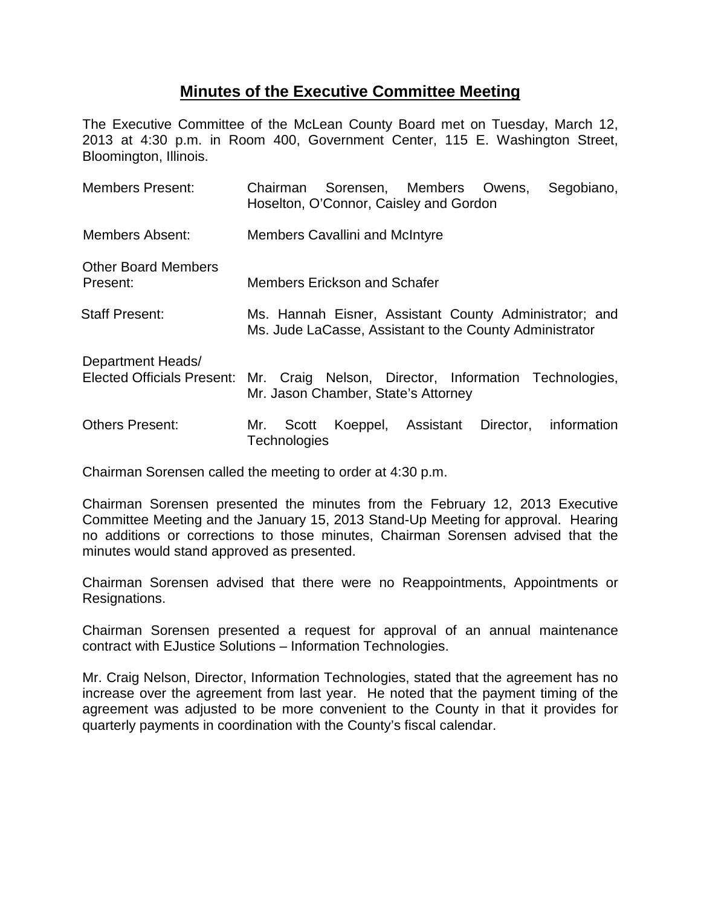## Minutes of the Executive Committee Meeting

The Executive Committee of the McLean County Board met on Tuesday, March 12, 2013 at 4:30 p.m. in Room 400, Government Center, 115 E. Washington Street, Bloomington, Illinois.

| | |
|---|---|
| Members Present: | Chairman Sorensen, Members Owens, Segobiano, Hoselton, O'Connor, Caisley and Gordon |
| Members Absent: | Members Cavallini and McIntyre |
| Other Board Members Present: | Members Erickson and Schafer |
| Staff Present: | Ms. Hannah Eisner, Assistant County Administrator; and Ms. Jude LaCasse, Assistant to the County Administrator |
| Department Heads/ Elected Officials Present: | Mr. Craig Nelson, Director, Information Technologies, Mr. Jason Chamber, State's Attorney |
| Others Present: | Mr. Scott Koeppel, Assistant Director, information Technologies |

Chairman Sorensen called the meeting to order at 4:30 p.m.

Chairman Sorensen presented the minutes from the February 12, 2013 Executive Committee Meeting and the January 15, 2013 Stand-Up Meeting for approval. Hearing no additions or corrections to those minutes, Chairman Sorensen advised that the minutes would stand approved as presented.

Chairman Sorensen advised that there were no Reappointments, Appointments or Resignations.

Chairman Sorensen presented a request for approval of an annual maintenance contract with EJustice Solutions – Information Technologies.

Mr. Craig Nelson, Director, Information Technologies, stated that the agreement has no increase over the agreement from last year. He noted that the payment timing of the agreement was adjusted to be more convenient to the County in that it provides for quarterly payments in coordination with the County's fiscal calendar.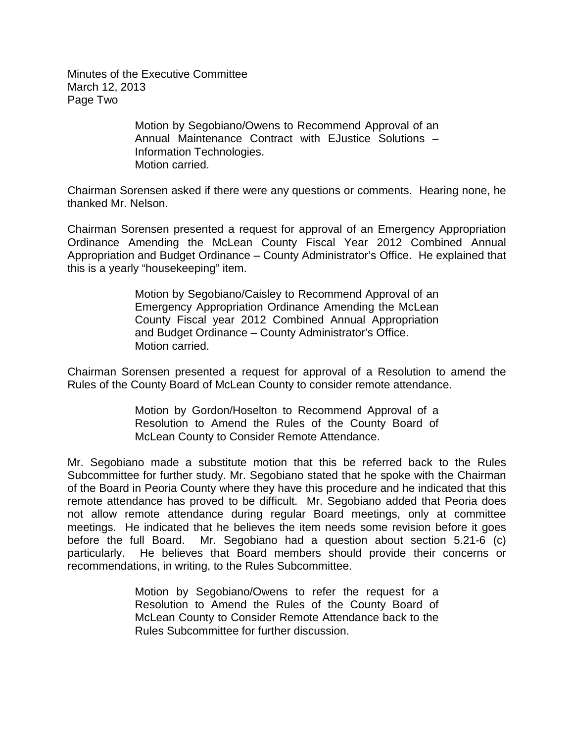> Motion by Segobiano/Owens to Recommend Approval of an Annual Maintenance Contract with EJustice Solutions – Information Technologies.
> Motion carried.

Chairman Sorensen asked if there were any questions or comments. Hearing none, he thanked Mr. Nelson.

Chairman Sorensen presented a request for approval of an Emergency Appropriation Ordinance Amending the McLean County Fiscal Year 2012 Combined Annual Appropriation and Budget Ordinance – County Administrator's Office. He explained that this is a yearly "housekeeping" item.

> Motion by Segobiano/Caisley to Recommend Approval of an Emergency Appropriation Ordinance Amending the McLean County Fiscal year 2012 Combined Annual Appropriation and Budget Ordinance – County Administrator's Office.
> Motion carried.

Chairman Sorensen presented a request for approval of a Resolution to amend the Rules of the County Board of McLean County to consider remote attendance.

> Motion by Gordon/Hoselton to Recommend Approval of a Resolution to Amend the Rules of the County Board of McLean County to Consider Remote Attendance.

Mr. Segobiano made a substitute motion that this be referred back to the Rules Subcommittee for further study. Mr. Segobiano stated that he spoke with the Chairman of the Board in Peoria County where they have this procedure and he indicated that this remote attendance has proved to be difficult. Mr. Segobiano added that Peoria does not allow remote attendance during regular Board meetings, only at committee meetings. He indicated that he believes the item needs some revision before it goes before the full Board. Mr. Segobiano had a question about section 5.21-6 (c) particularly. He believes that Board members should provide their concerns or recommendations, in writing, to the Rules Subcommittee.

> Motion by Segobiano/Owens to refer the request for a Resolution to Amend the Rules of the County Board of McLean County to Consider Remote Attendance back to the Rules Subcommittee for further discussion.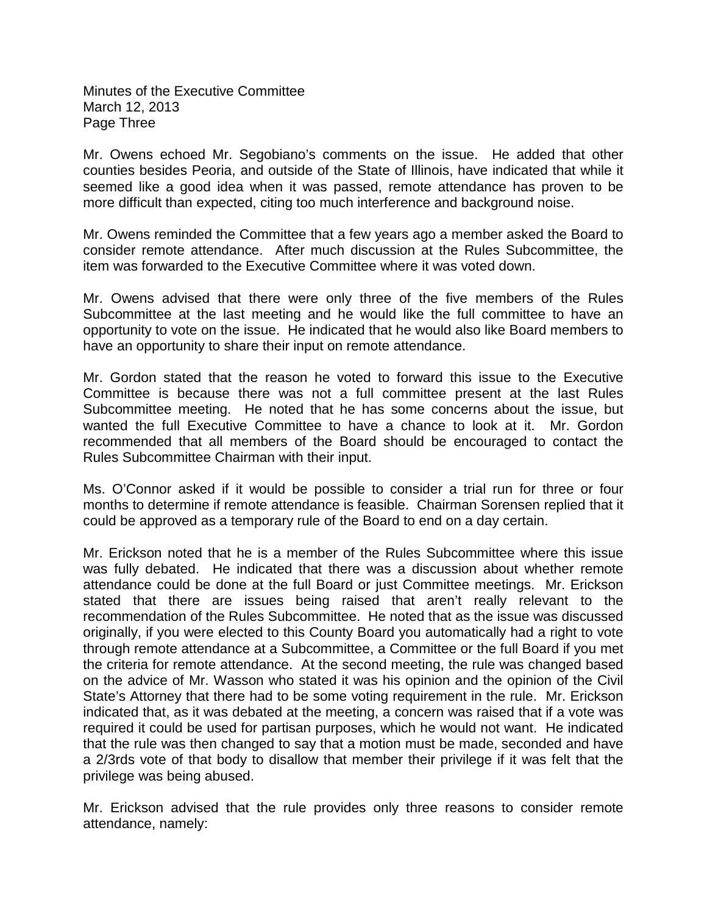Mr. Owens echoed Mr. Segobiano's comments on the issue. He added that other counties besides Peoria, and outside of the State of Illinois, have indicated that while it seemed like a good idea when it was passed, remote attendance has proven to be more difficult than expected, citing too much interference and background noise.

Mr. Owens reminded the Committee that a few years ago a member asked the Board to consider remote attendance. After much discussion at the Rules Subcommittee, the item was forwarded to the Executive Committee where it was voted down.

Mr. Owens advised that there were only three of the five members of the Rules Subcommittee at the last meeting and he would like the full committee to have an opportunity to vote on the issue. He indicated that he would also like Board members to have an opportunity to share their input on remote attendance.

Mr. Gordon stated that the reason he voted to forward this issue to the Executive Committee is because there was not a full committee present at the last Rules Subcommittee meeting. He noted that he has some concerns about the issue, but wanted the full Executive Committee to have a chance to look at it. Mr. Gordon recommended that all members of the Board should be encouraged to contact the Rules Subcommittee Chairman with their input.

Ms. O'Connor asked if it would be possible to consider a trial run for three or four months to determine if remote attendance is feasible. Chairman Sorensen replied that it could be approved as a temporary rule of the Board to end on a day certain.

Mr. Erickson noted that he is a member of the Rules Subcommittee where this issue was fully debated. He indicated that there was a discussion about whether remote attendance could be done at the full Board or just Committee meetings. Mr. Erickson stated that there are issues being raised that aren't really relevant to the recommendation of the Rules Subcommittee. He noted that as the issue was discussed originally, if you were elected to this County Board you automatically had a right to vote through remote attendance at a Subcommittee, a Committee or the full Board if you met the criteria for remote attendance. At the second meeting, the rule was changed based on the advice of Mr. Wasson who stated it was his opinion and the opinion of the Civil State's Attorney that there had to be some voting requirement in the rule. Mr. Erickson indicated that, as it was debated at the meeting, a concern was raised that if a vote was required it could be used for partisan purposes, which he would not want. He indicated that the rule was then changed to say that a motion must be made, seconded and have a 2/3rds vote of that body to disallow that member their privilege if it was felt that the privilege was being abused.

Mr. Erickson advised that the rule provides only three reasons to consider remote attendance, namely: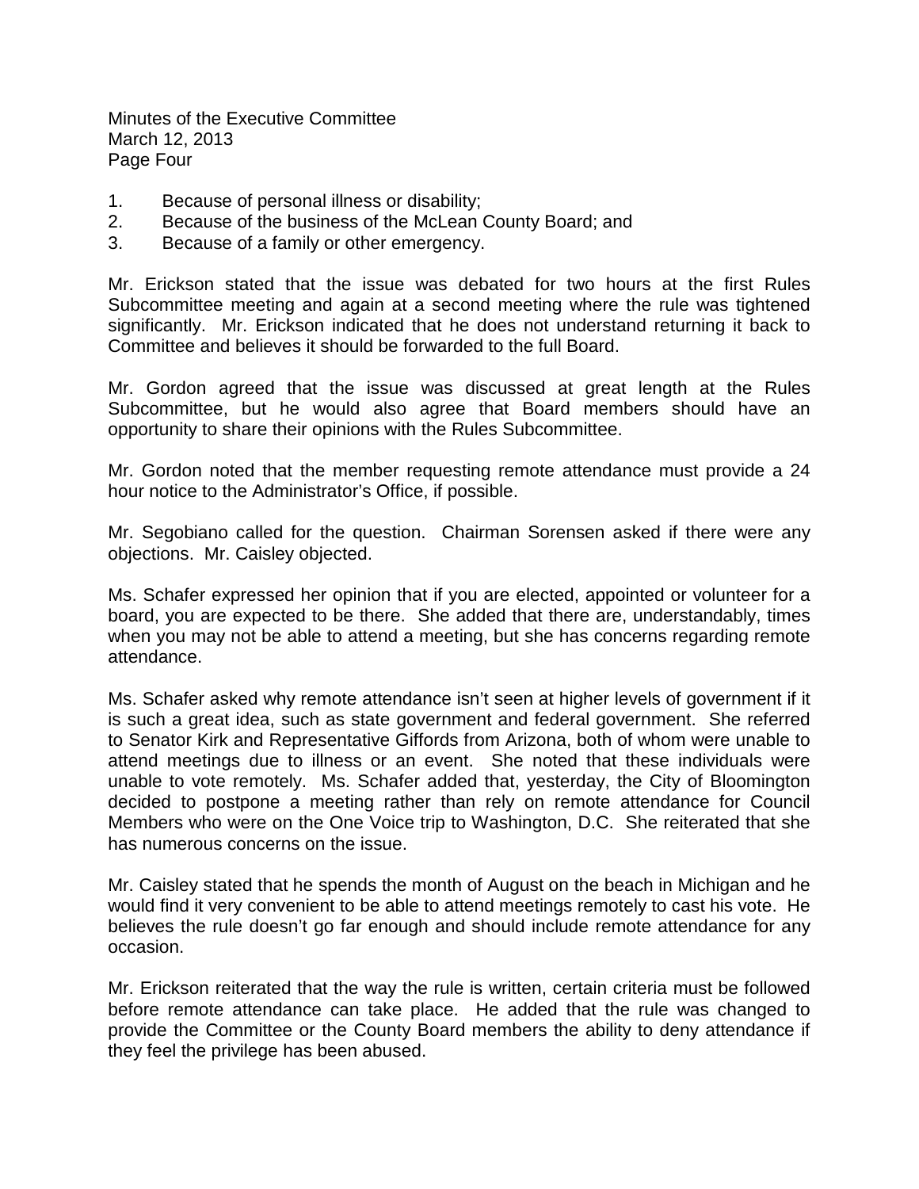1. Because of personal illness or disability;
2. Because of the business of the McLean County Board; and
3. Because of a family or other emergency.

Mr. Erickson stated that the issue was debated for two hours at the first Rules Subcommittee meeting and again at a second meeting where the rule was tightened significantly. Mr. Erickson indicated that he does not understand returning it back to Committee and believes it should be forwarded to the full Board.

Mr. Gordon agreed that the issue was discussed at great length at the Rules Subcommittee, but he would also agree that Board members should have an opportunity to share their opinions with the Rules Subcommittee.

Mr. Gordon noted that the member requesting remote attendance must provide a 24 hour notice to the Administrator's Office, if possible.

Mr. Segobiano called for the question. Chairman Sorensen asked if there were any objections. Mr. Caisley objected.

Ms. Schafer expressed her opinion that if you are elected, appointed or volunteer for a board, you are expected to be there. She added that there are, understandably, times when you may not be able to attend a meeting, but she has concerns regarding remote attendance.

Ms. Schafer asked why remote attendance isn't seen at higher levels of government if it is such a great idea, such as state government and federal government. She referred to Senator Kirk and Representative Giffords from Arizona, both of whom were unable to attend meetings due to illness or an event. She noted that these individuals were unable to vote remotely. Ms. Schafer added that, yesterday, the City of Bloomington decided to postpone a meeting rather than rely on remote attendance for Council Members who were on the One Voice trip to Washington, D.C. She reiterated that she has numerous concerns on the issue.

Mr. Caisley stated that he spends the month of August on the beach in Michigan and he would find it very convenient to be able to attend meetings remotely to cast his vote. He believes the rule doesn't go far enough and should include remote attendance for any occasion.

Mr. Erickson reiterated that the way the rule is written, certain criteria must be followed before remote attendance can take place. He added that the rule was changed to provide the Committee or the County Board members the ability to deny attendance if they feel the privilege has been abused.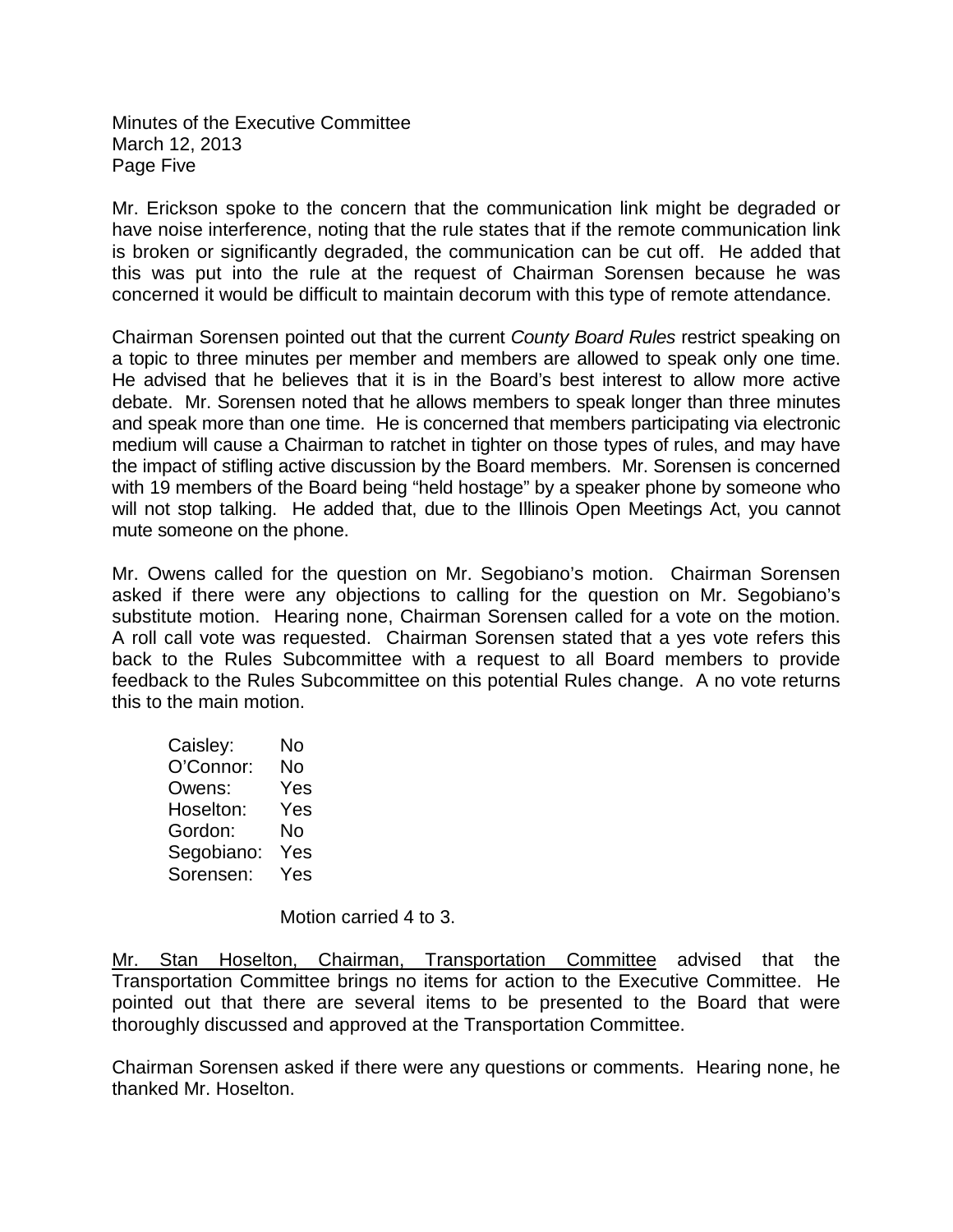Mr. Erickson spoke to the concern that the communication link might be degraded or have noise interference, noting that the rule states that if the remote communication link is broken or significantly degraded, the communication can be cut off. He added that this was put into the rule at the request of Chairman Sorensen because he was concerned it would be difficult to maintain decorum with this type of remote attendance.

Chairman Sorensen pointed out that the current *County Board Rules* restrict speaking on a topic to three minutes per member and members are allowed to speak only one time. He advised that he believes that it is in the Board's best interest to allow more active debate. Mr. Sorensen noted that he allows members to speak longer than three minutes and speak more than one time. He is concerned that members participating via electronic medium will cause a Chairman to ratchet in tighter on those types of rules, and may have the impact of stifling active discussion by the Board members. Mr. Sorensen is concerned with 19 members of the Board being "held hostage" by a speaker phone by someone who will not stop talking. He added that, due to the Illinois Open Meetings Act, you cannot mute someone on the phone.

Mr. Owens called for the question on Mr. Segobiano's motion. Chairman Sorensen asked if there were any objections to calling for the question on Mr. Segobiano's substitute motion. Hearing none, Chairman Sorensen called for a vote on the motion. A roll call vote was requested. Chairman Sorensen stated that a yes vote refers this back to the Rules Subcommittee with a request to all Board members to provide feedback to the Rules Subcommittee on this potential Rules change. A no vote returns this to the main motion.

Caisley: No
O'Connor: No
Owens: Yes
Hoselton: Yes
Gordon: No
Segobiano: Yes
Sorensen: Yes

Motion carried 4 to 3.

Mr. Stan Hoselton, Chairman, Transportation Committee advised that the Transportation Committee brings no items for action to the Executive Committee. He pointed out that there are several items to be presented to the Board that were thoroughly discussed and approved at the Transportation Committee.

Chairman Sorensen asked if there were any questions or comments. Hearing none, he thanked Mr. Hoselton.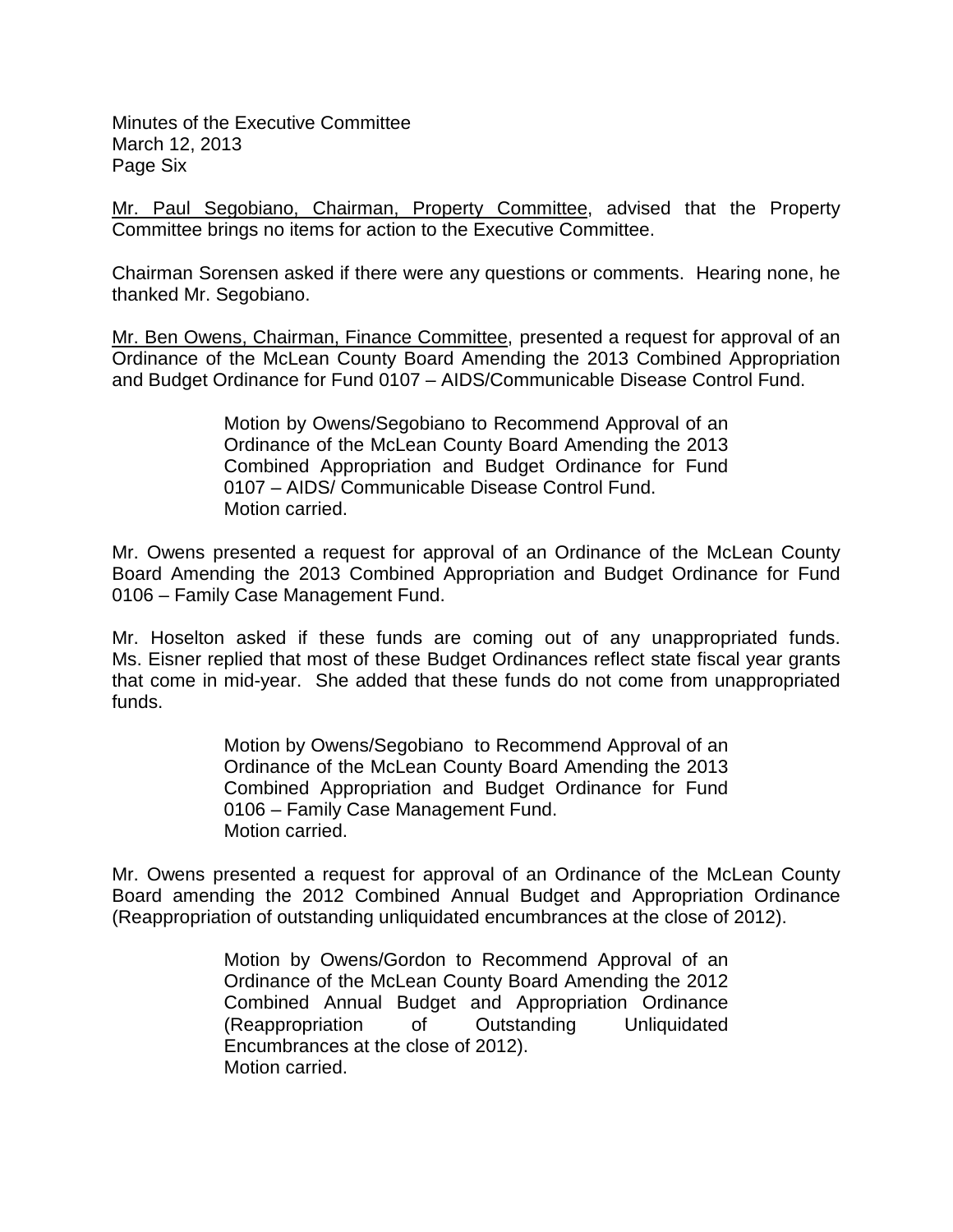Minutes of the Executive Committee
March 12, 2013
Page Six

<u>Mr. Paul Segobiano, Chairman, Property Committee</u>, advised that the Property Committee brings no items for action to the Executive Committee.

Chairman Sorensen asked if there were any questions or comments. Hearing none, he thanked Mr. Segobiano.

<u>Mr. Ben Owens, Chairman, Finance Committee</u>, presented a request for approval of an Ordinance of the McLean County Board Amending the 2013 Combined Appropriation and Budget Ordinance for Fund 0107 – AIDS/Communicable Disease Control Fund.

> Motion by Owens/Segobiano to Recommend Approval of an Ordinance of the McLean County Board Amending the 2013 Combined Appropriation and Budget Ordinance for Fund 0107 – AIDS/ Communicable Disease Control Fund.
> Motion carried.

Mr. Owens presented a request for approval of an Ordinance of the McLean County Board Amending the 2013 Combined Appropriation and Budget Ordinance for Fund 0106 – Family Case Management Fund.

Mr. Hoselton asked if these funds are coming out of any unappropriated funds. Ms. Eisner replied that most of these Budget Ordinances reflect state fiscal year grants that come in mid-year. She added that these funds do not come from unappropriated funds.

> Motion by Owens/Segobiano to Recommend Approval of an Ordinance of the McLean County Board Amending the 2013 Combined Appropriation and Budget Ordinance for Fund 0106 – Family Case Management Fund.
> Motion carried.

Mr. Owens presented a request for approval of an Ordinance of the McLean County Board amending the 2012 Combined Annual Budget and Appropriation Ordinance (Reappropriation of outstanding unliquidated encumbrances at the close of 2012).

> Motion by Owens/Gordon to Recommend Approval of an Ordinance of the McLean County Board Amending the 2012 Combined Annual Budget and Appropriation Ordinance (Reappropriation of Outstanding Unliquidated Encumbrances at the close of 2012).
> Motion carried.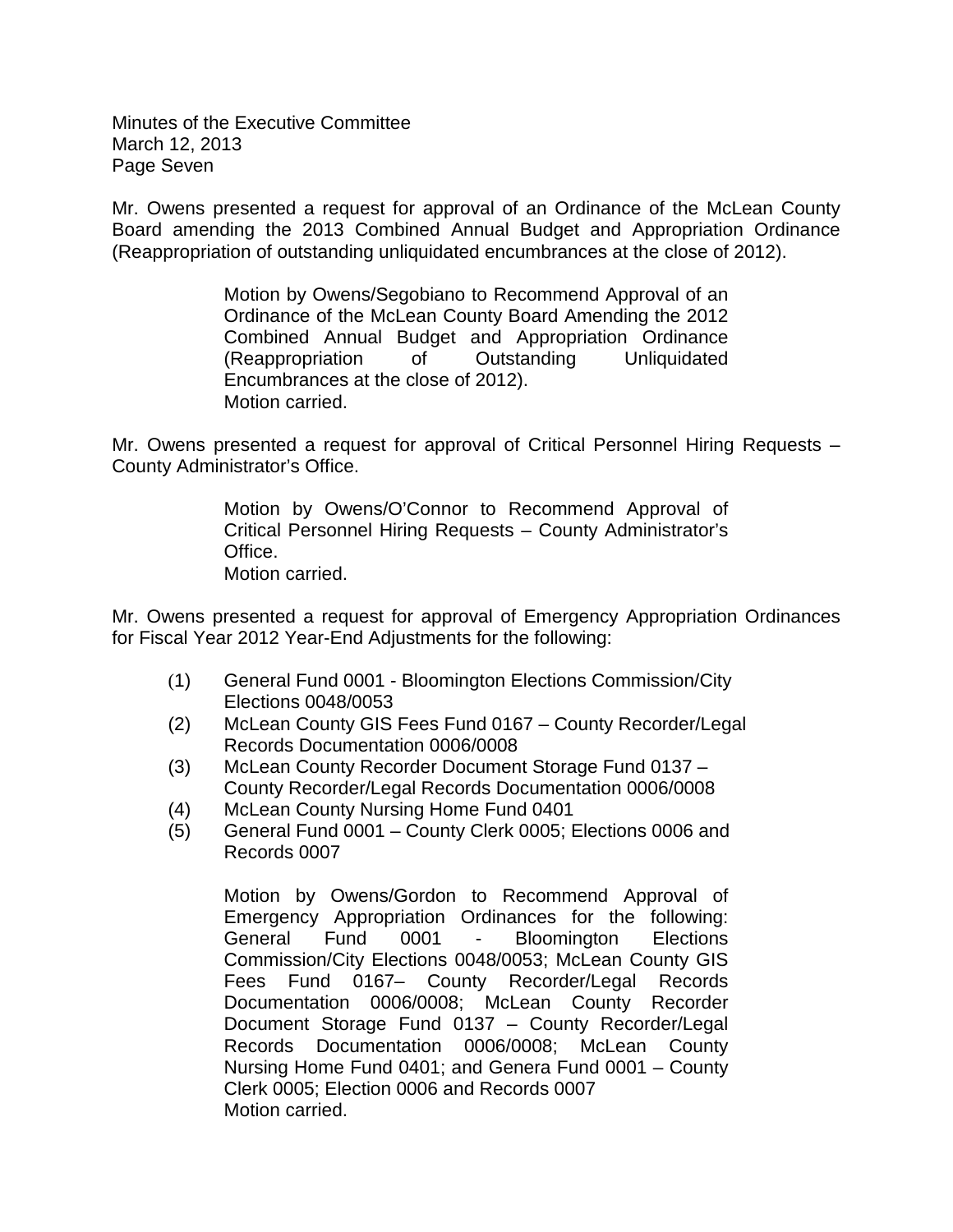Minutes of the Executive Committee
March 12, 2013
Page Seven

Mr. Owens presented a request for approval of an Ordinance of the McLean County Board amending the 2013 Combined Annual Budget and Appropriation Ordinance (Reappropriation of outstanding unliquidated encumbrances at the close of 2012).

> Motion by Owens/Segobiano to Recommend Approval of an Ordinance of the McLean County Board Amending the 2012 Combined Annual Budget and Appropriation Ordinance (Reappropriation of Outstanding Unliquidated Encumbrances at the close of 2012).
> Motion carried.

Mr. Owens presented a request for approval of Critical Personnel Hiring Requests – County Administrator's Office.

> Motion by Owens/O'Connor to Recommend Approval of Critical Personnel Hiring Requests – County Administrator's Office.
> Motion carried.

Mr. Owens presented a request for approval of Emergency Appropriation Ordinances for Fiscal Year 2012 Year-End Adjustments for the following:

(1) General Fund 0001 - Bloomington Elections Commission/City Elections 0048/0053
(2) McLean County GIS Fees Fund 0167 – County Recorder/Legal Records Documentation 0006/0008
(3) McLean County Recorder Document Storage Fund 0137 – County Recorder/Legal Records Documentation 0006/0008
(4) McLean County Nursing Home Fund 0401
(5) General Fund 0001 – County Clerk 0005; Elections 0006 and Records 0007

> Motion by Owens/Gordon to Recommend Approval of Emergency Appropriation Ordinances for the following: General Fund 0001 - Bloomington Elections Commission/City Elections 0048/0053; McLean County GIS Fees Fund 0167– County Recorder/Legal Records Documentation 0006/0008; McLean County Recorder Document Storage Fund 0137 – County Recorder/Legal Records Documentation 0006/0008; McLean County Nursing Home Fund 0401; and Genera Fund 0001 – County Clerk 0005; Election 0006 and Records 0007
> Motion carried.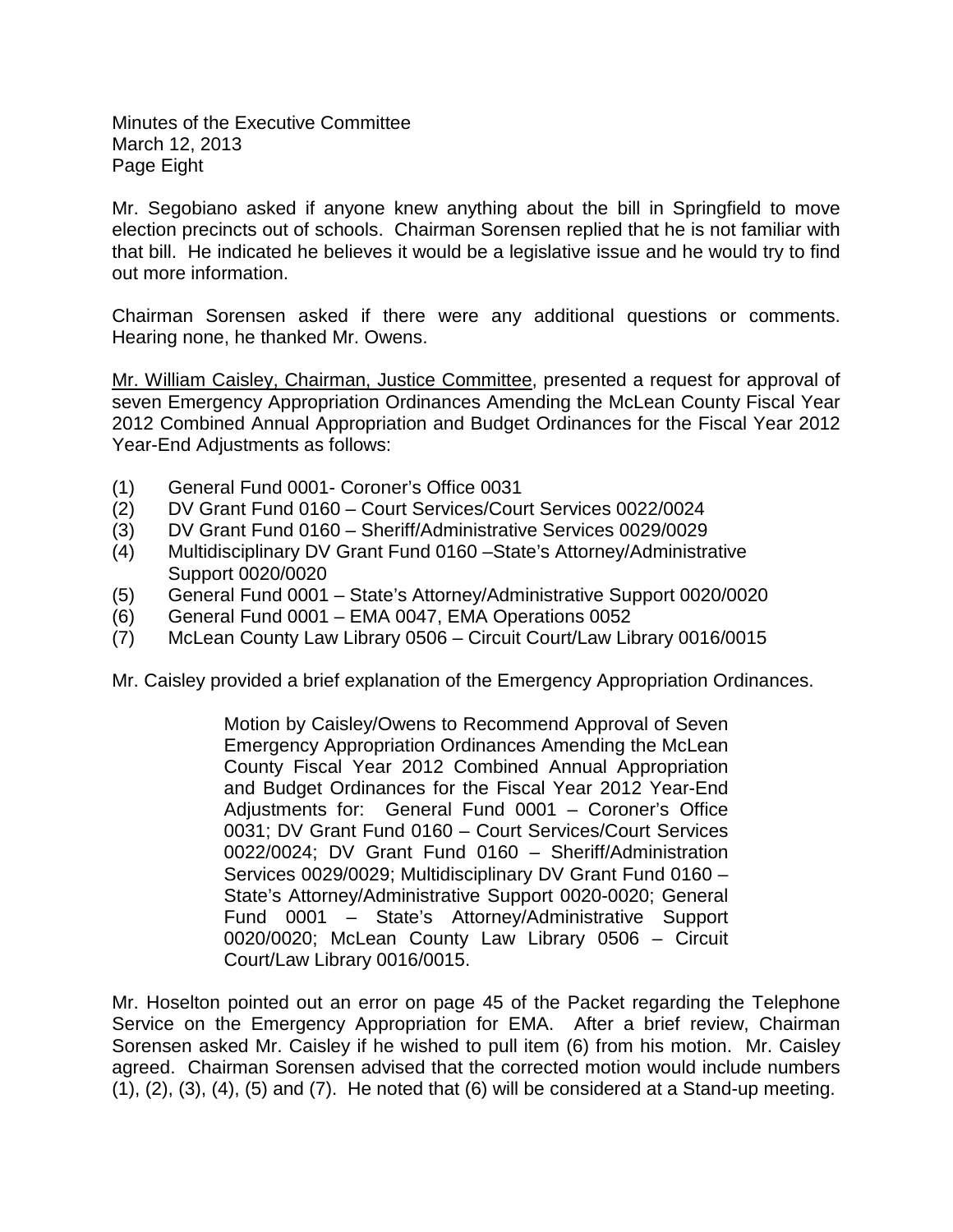Mr. Segobiano asked if anyone knew anything about the bill in Springfield to move election precincts out of schools. Chairman Sorensen replied that he is not familiar with that bill. He indicated he believes it would be a legislative issue and he would try to find out more information.

Chairman Sorensen asked if there were any additional questions or comments. Hearing none, he thanked Mr. Owens.

Mr. William Caisley, Chairman, Justice Committee, presented a request for approval of seven Emergency Appropriation Ordinances Amending the McLean County Fiscal Year 2012 Combined Annual Appropriation and Budget Ordinances for the Fiscal Year 2012 Year-End Adjustments as follows:

(1) General Fund 0001- Coroner's Office 0031
(2) DV Grant Fund 0160 – Court Services/Court Services 0022/0024
(3) DV Grant Fund 0160 – Sheriff/Administrative Services 0029/0029
(4) Multidisciplinary DV Grant Fund 0160 –State's Attorney/Administrative Support 0020/0020
(5) General Fund 0001 – State's Attorney/Administrative Support 0020/0020
(6) General Fund 0001 – EMA 0047, EMA Operations 0052
(7) McLean County Law Library 0506 – Circuit Court/Law Library 0016/0015

Mr. Caisley provided a brief explanation of the Emergency Appropriation Ordinances.

> Motion by Caisley/Owens to Recommend Approval of Seven Emergency Appropriation Ordinances Amending the McLean County Fiscal Year 2012 Combined Annual Appropriation and Budget Ordinances for the Fiscal Year 2012 Year-End Adjustments for: General Fund 0001 – Coroner's Office 0031; DV Grant Fund 0160 – Court Services/Court Services 0022/0024; DV Grant Fund 0160 – Sheriff/Administration Services 0029/0029; Multidisciplinary DV Grant Fund 0160 – State's Attorney/Administrative Support 0020-0020; General Fund 0001 – State's Attorney/Administrative Support 0020/0020; McLean County Law Library 0506 – Circuit Court/Law Library 0016/0015.

Mr. Hoselton pointed out an error on page 45 of the Packet regarding the Telephone Service on the Emergency Appropriation for EMA. After a brief review, Chairman Sorensen asked Mr. Caisley if he wished to pull item (6) from his motion. Mr. Caisley agreed. Chairman Sorensen advised that the corrected motion would include numbers (1), (2), (3), (4), (5) and (7). He noted that (6) will be considered at a Stand-up meeting.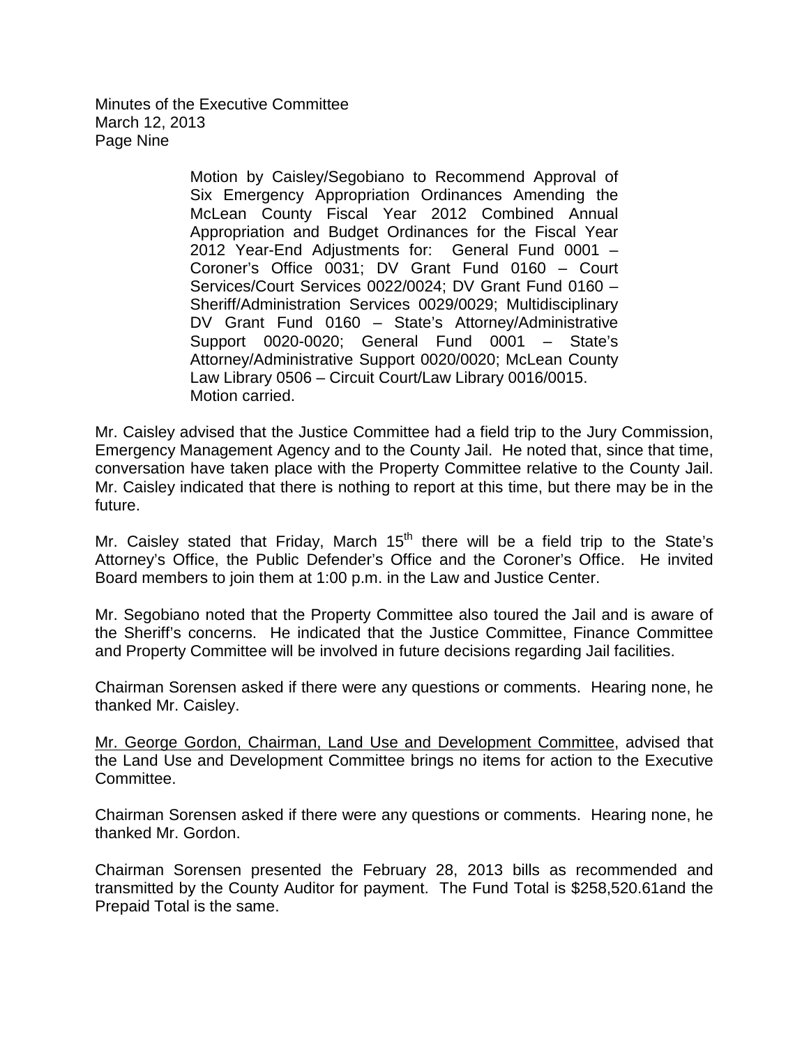Motion by Caisley/Segobiano to Recommend Approval of Six Emergency Appropriation Ordinances Amending the McLean County Fiscal Year 2012 Combined Annual Appropriation and Budget Ordinances for the Fiscal Year 2012 Year-End Adjustments for: General Fund 0001 – Coroner's Office 0031; DV Grant Fund 0160 – Court Services/Court Services 0022/0024; DV Grant Fund 0160 – Sheriff/Administration Services 0029/0029; Multidisciplinary DV Grant Fund 0160 – State's Attorney/Administrative Support 0020-0020; General Fund 0001 – State's Attorney/Administrative Support 0020/0020; McLean County Law Library 0506 – Circuit Court/Law Library 0016/0015.
Motion carried.

Mr. Caisley advised that the Justice Committee had a field trip to the Jury Commission, Emergency Management Agency and to the County Jail. He noted that, since that time, conversation have taken place with the Property Committee relative to the County Jail. Mr. Caisley indicated that there is nothing to report at this time, but there may be in the future.

Mr. Caisley stated that Friday, March 15th there will be a field trip to the State's Attorney's Office, the Public Defender's Office and the Coroner's Office. He invited Board members to join them at 1:00 p.m. in the Law and Justice Center.

Mr. Segobiano noted that the Property Committee also toured the Jail and is aware of the Sheriff's concerns. He indicated that the Justice Committee, Finance Committee and Property Committee will be involved in future decisions regarding Jail facilities.

Chairman Sorensen asked if there were any questions or comments. Hearing none, he thanked Mr. Caisley.

Mr. George Gordon, Chairman, Land Use and Development Committee, advised that the Land Use and Development Committee brings no items for action to the Executive Committee.

Chairman Sorensen asked if there were any questions or comments. Hearing none, he thanked Mr. Gordon.

Chairman Sorensen presented the February 28, 2013 bills as recommended and transmitted by the County Auditor for payment. The Fund Total is $258,520.61and the Prepaid Total is the same.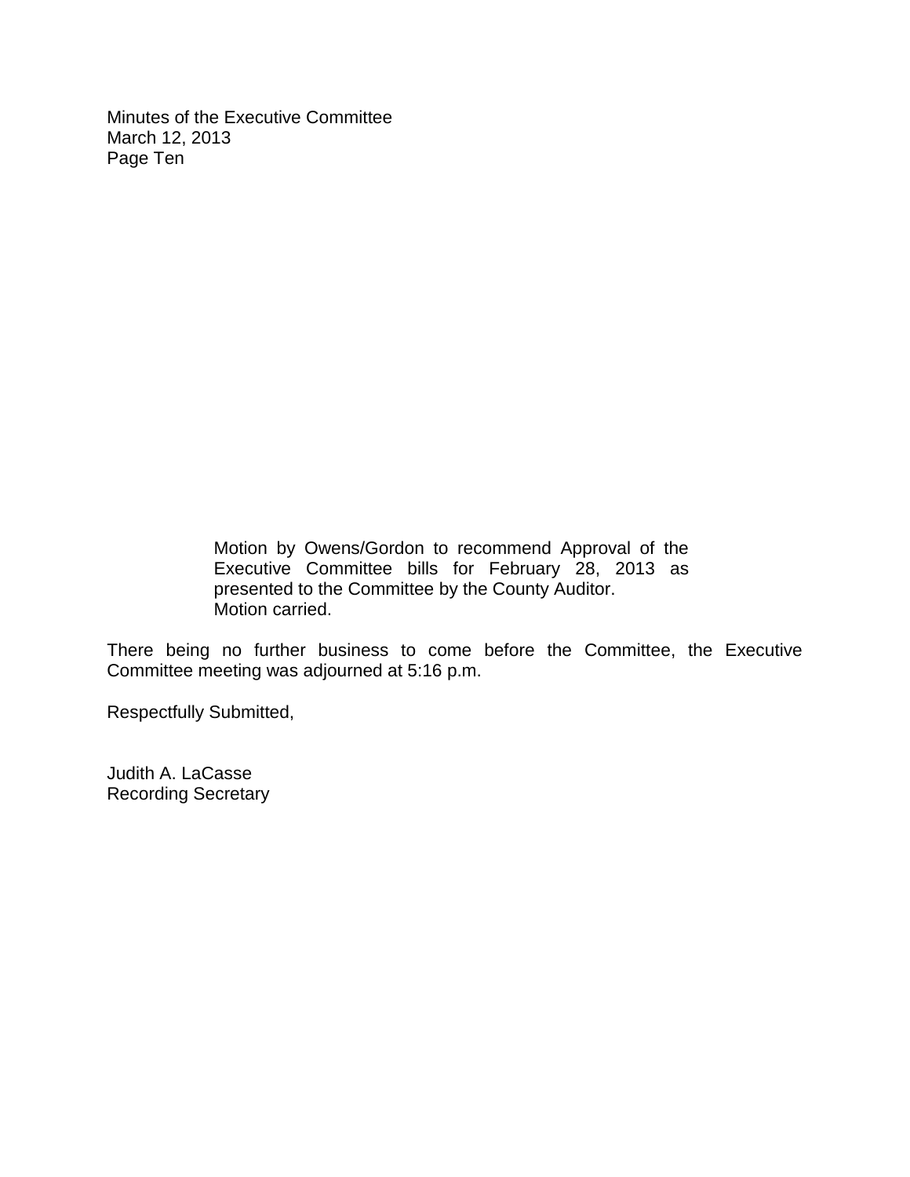Motion by Owens/Gordon to recommend Approval of the Executive Committee bills for February 28, 2013 as presented to the Committee by the County Auditor.
Motion carried.

There being no further business to come before the Committee, the Executive Committee meeting was adjourned at 5:16 p.m.

Respectfully Submitted,

Judith A. LaCasse
Recording Secretary